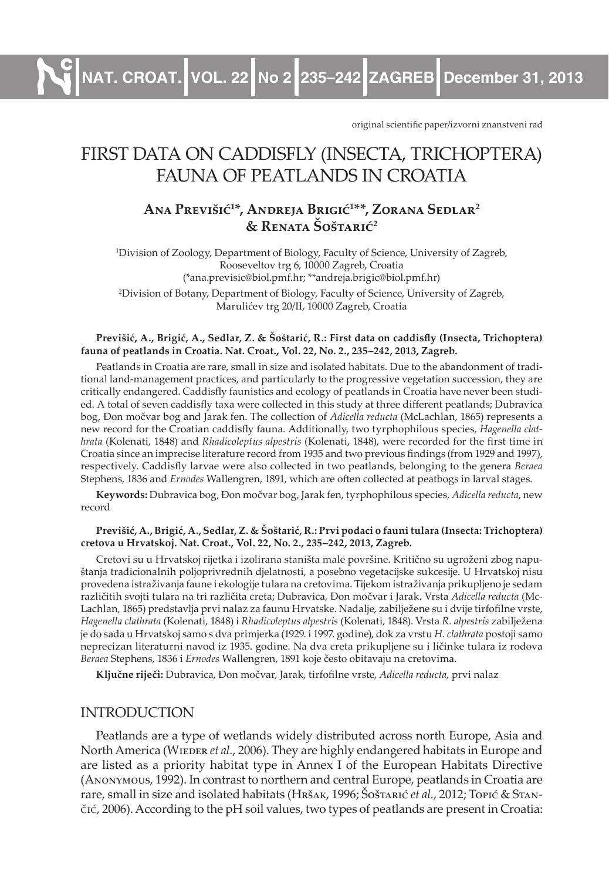original scientific paper/izvorni znanstveni rad

# FIRST DATA ON CADDISFLY (INSECTA, TRICHOPTERA) FAUNA OF PEATLANDS IN CROATIA

## Ana Previšić[1*], Andreja Brigić[1**], Zorana Sedlar[2] & Renata Šoštarić[2]

[1]Division of Zoology, Department of Biology, Faculty of Science, University of Zagreb, Rooseveltov trg 6, 10000 Zagreb, Croatia
(*ana.previsic@biol.pmf.hr; **andreja.brigic@biol.pmf.hr)

[2]Division of Botany, Department of Biology, Faculty of Science, University of Zagreb, Marulićev trg 20/II, 10000 Zagreb, Croatia

**Previšić, A., Brigić, A., Sedlar, Z. & Šoštarić, R.: First data on caddisfly (Insecta, Trichoptera) fauna of peatlands in Croatia. Nat. Croat., Vol. 22, No. 2., 235–242, 2013, Zagreb.**

Peatlands in Croatia are rare, small in size and isolated habitats. Due to the abandonment of traditional land-management practices, and particularly to the progressive vegetation succession, they are critically endangered. Caddisfly faunistics and ecology of peatlands in Croatia have never been studied. A total of seven caddisfly taxa were collected in this study at three different peatlands; Dubravica bog, Đon močvar bog and Jarak fen. The collection of *Adicella reducta* (McLachlan, 1865) represents a new record for the Croatian caddisfly fauna. Additionally, two tyrphophilous species, *Hagenella clathrata* (Kolenati, 1848) and *Rhadicoleptus alpestris* (Kolenati, 1848), were recorded for the first time in Croatia since an imprecise literature record from 1935 and two previous findings (from 1929 and 1997), respectively. Caddisfly larvae were also collected in two peatlands, belonging to the genera *Beraea* Stephens, 1836 and *Ernodes* Wallengren, 1891, which are often collected at peatbogs in larval stages.

**Keywords:** Dubravica bog, Đon močvar bog, Jarak fen, tyrphophilous species, *Adicella reducta*, new record

**Previšić, A., Brigić, A., Sedlar, Z. & Šoštarić, R.: Prvi podaci o fauni tulara (Insecta: Trichoptera) cretova u Hrvatskoj. Nat. Croat., Vol. 22, No. 2., 235–242, 2013, Zagreb.**

Cretovi su u Hrvatskoj rijetka i izolirana staništa male površine. Kritično su ugroženi zbog napuštanja tradicionalnih poljoprivrednih djelatnosti, a posebno vegetacijske sukcesije. U Hrvatskoj nisu provedena istraživanja faune i ekologije tulara na cretovima. Tijekom istraživanja prikupljeno je sedam različitih svojti tulara na tri različita creta; Dubravica, Đon močvar i Jarak. Vrsta *Adicella reducta* (McLachlan, 1865) predstavlja prvi nalaz za faunu Hrvatske. Nadalje, zabilježene su i dvije tirfofilne vrste, *Hagenella clathrata* (Kolenati, 1848) i *Rhadicoleptus alpestris* (Kolenati, 1848). Vrsta *R. alpestris* zabilježena je do sada u Hrvatskoj samo s dva primjerka (1929. i 1997. godine), dok za vrstu *H. clathrata* postoji samo neprecizan literaturni navod iz 1935. godine. Na dva creta prikupljene su i ličinke tulara iz rodova *Beraea* Stephens, 1836 i *Ernodes* Wallengren, 1891 koje često obitavaju na cretovima.

**Ključne riječi:** Dubravica, Đon močvar, Jarak, tirfofilne vrste, *Adicella reducta*, prvi nalaz

## INTRODUCTION

Peatlands are a type of wetlands widely distributed across north Europe, Asia and North America (Wieder *et al.*, 2006). They are highly endangered habitats in Europe and are listed as a priority habitat type in Annex I of the European Habitats Directive (Anonymous, 1992). In contrast to northern and central Europe, peatlands in Croatia are rare, small in size and isolated habitats (Hršak, 1996; Šoštarić *et al.*, 2012; Topić & Stančić, 2006). According to the pH soil values, two types of peatlands are present in Croatia: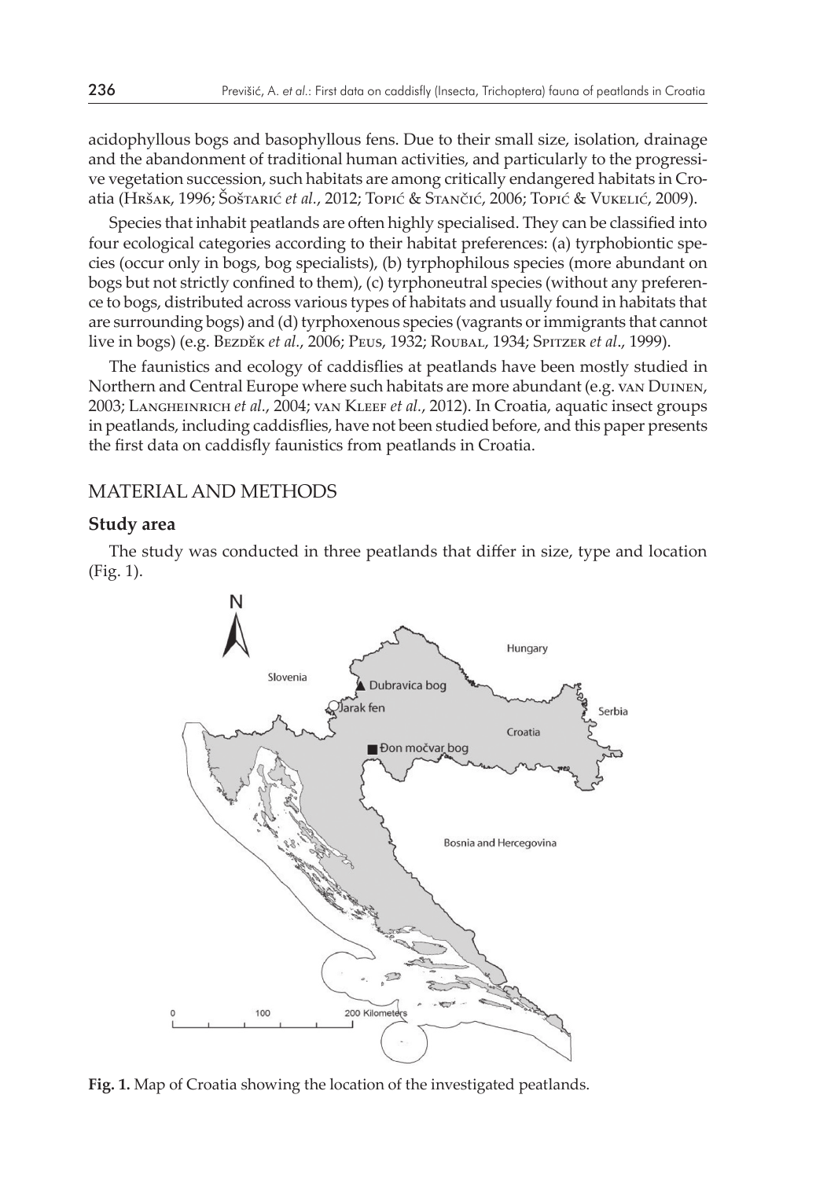acidophyllous bogs and basophyllous fens. Due to their small size, isolation, drainage and the abandonment of traditional human activities, and particularly to the progressive vegetation succession, such habitats are among critically endangered habitats in Croatia (Hršak, 1996; Šoštarić *et al.*, 2012; Topić & Stančić, 2006; Topić & Vukelić, 2009).

Species that inhabit peatlands are often highly specialised. They can be classified into four ecological categories according to their habitat preferences: (a) tyrphobiontic species (occur only in bogs, bog specialists), (b) tyrphophilous species (more abundant on bogs but not strictly confined to them), (c) tyrphoneutral species (without any preference to bogs, distributed across various types of habitats and usually found in habitats that are surrounding bogs) and (d) tyrphoxenous species (vagrants or immigrants that cannot live in bogs) (e.g. Bezděk *et al.*, 2006; Peus, 1932; Roubal, 1934; Spitzer *et al*., 1999).

The faunistics and ecology of caddisflies at peatlands have been mostly studied in Northern and Central Europe where such habitats are more abundant (e.g. van Duinen, 2003; Langheinrich *et al.*, 2004; van Kleef *et al.*, 2012). In Croatia, aquatic insect groups in peatlands, including caddisflies, have not been studied before, and this paper presents the first data on caddisfly faunistics from peatlands in Croatia.

## MATERIAL AND METHODS

### Study area

The study was conducted in three peatlands that differ in size, type and location (Fig. 1).

**Fig. 1.** Map of Croatia showing the location of the investigated peatlands.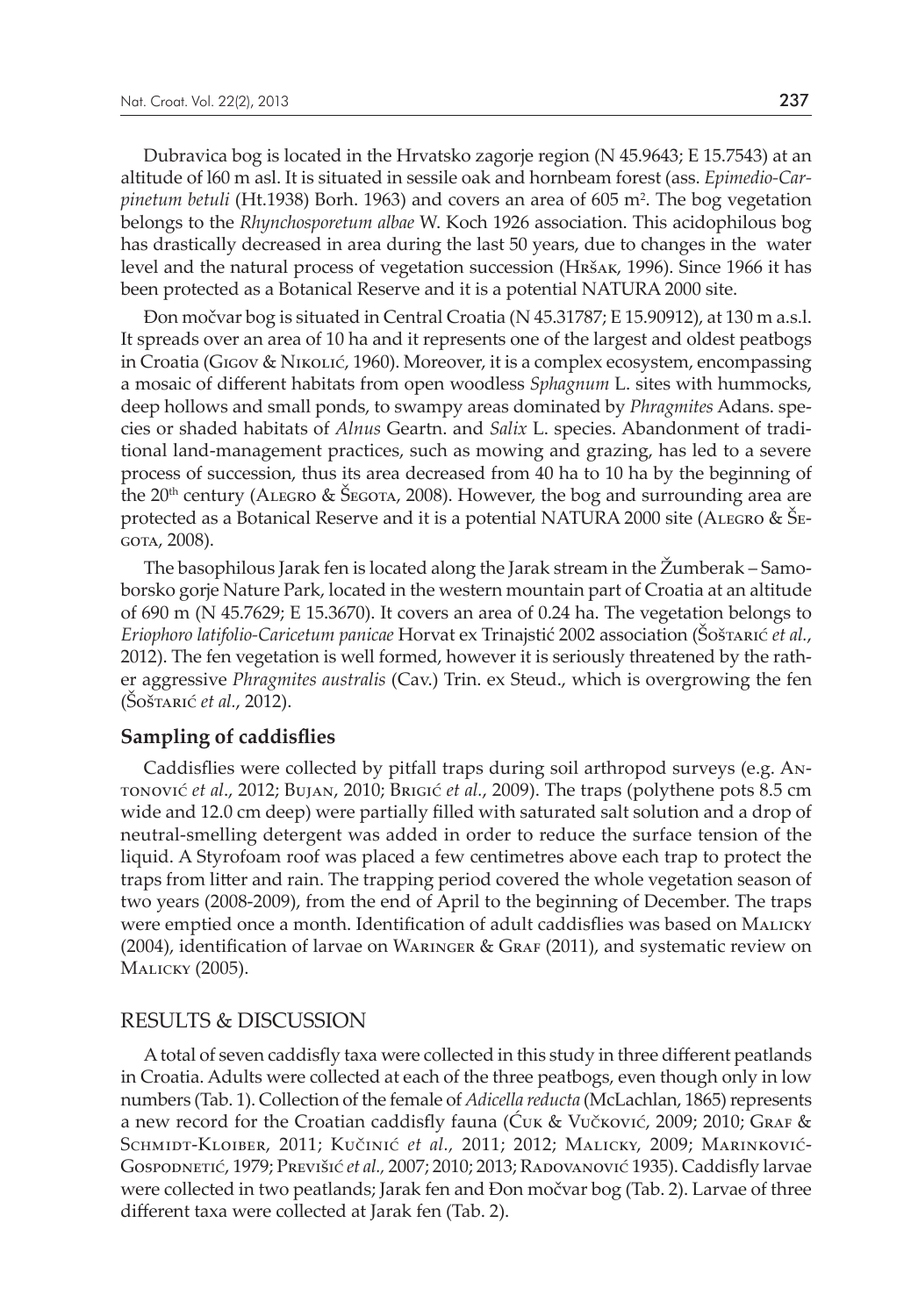Dubravica bog is located in the Hrvatsko zagorje region (N 45.9643; E 15.7543) at an altitude of l60 m asl. It is situated in sessile oak and hornbeam forest (ass. *Epimedio-Carpinetum betuli* (Ht.1938) Borh. 1963) and covers an area of 605 m$^2$. The bog vegetation belongs to the *Rhynchosporetum albae* W. Koch 1926 association. This acidophilous bog has drastically decreased in area during the last 50 years, due to changes in the water level and the natural process of vegetation succession (Hršak, 1996). Since 1966 it has been protected as a Botanical Reserve and it is a potential NATURA 2000 site.

Đon močvar bog is situated in Central Croatia (N 45.31787; E 15.90912), at 130 m a.s.l. It spreads over an area of 10 ha and it represents one of the largest and oldest peatbogs in Croatia (Gigov & Nikolić, 1960). Moreover, it is a complex ecosystem, encompassing a mosaic of different habitats from open woodless *Sphagnum* L. sites with hummocks, deep hollows and small ponds, to swampy areas dominated by *Phragmites* Adans. species or shaded habitats of *Alnus* Geartn. and *Salix* L. species. Abandonment of traditional land-management practices, such as mowing and grazing, has led to a severe process of succession, thus its area decreased from 40 ha to 10 ha by the beginning of the 20th century (Alegro & Šegota, 2008). However, the bog and surrounding area are protected as a Botanical Reserve and it is a potential NATURA 2000 site (Alegro & Šegota, 2008).

The basophilous Jarak fen is located along the Jarak stream in the Žumberak – Samoborsko gorje Nature Park, located in the western mountain part of Croatia at an altitude of 690 m (N 45.7629; E 15.3670). It covers an area of 0.24 ha. The vegetation belongs to *Eriophoro latifolio-Caricetum panicae* Horvat ex Trinajstić 2002 association (Šoštarić *et al.*, 2012). The fen vegetation is well formed, however it is seriously threatened by the rather aggressive *Phragmites australis* (Cav.) Trin. ex Steud., which is overgrowing the fen (Šoštarić *et al.*, 2012).

### Sampling of caddisflies

Caddisflies were collected by pitfall traps during soil arthropod surveys (e.g. Antonović *et al*., 2012; Bujan, 2010; Brigić *et al.*, 2009). The traps (polythene pots 8.5 cm wide and 12.0 cm deep) were partially filled with saturated salt solution and a drop of neutral-smelling detergent was added in order to reduce the surface tension of the liquid. A Styrofoam roof was placed a few centimetres above each trap to protect the traps from litter and rain. The trapping period covered the whole vegetation season of two years (2008-2009), from the end of April to the beginning of December. The traps were emptied once a month. Identification of adult caddisflies was based on Malicky (2004), identification of larvae on Waringer & Graf (2011), and systematic review on Malicky (2005).

## RESULTS & DISCUSSION

A total of seven caddisfly taxa were collected in this study in three different peatlands in Croatia. Adults were collected at each of the three peatbogs, even though only in low numbers (Tab. 1). Collection of the female of *Adicella reducta* (McLachlan, 1865) represents a new record for the Croatian caddisfly fauna (Ćuk & Vučković, 2009; 2010; Graf & Schmidt-Kloiber, 2011; Kučinić *et al.*, 2011; 2012; Malicky, 2009; Marinković-Gospodnetić, 1979; Previšić *et al.*, 2007; 2010; 2013; Radovanović 1935). Caddisfly larvae were collected in two peatlands; Jarak fen and Đon močvar bog (Tab. 2). Larvae of three different taxa were collected at Jarak fen (Tab. 2).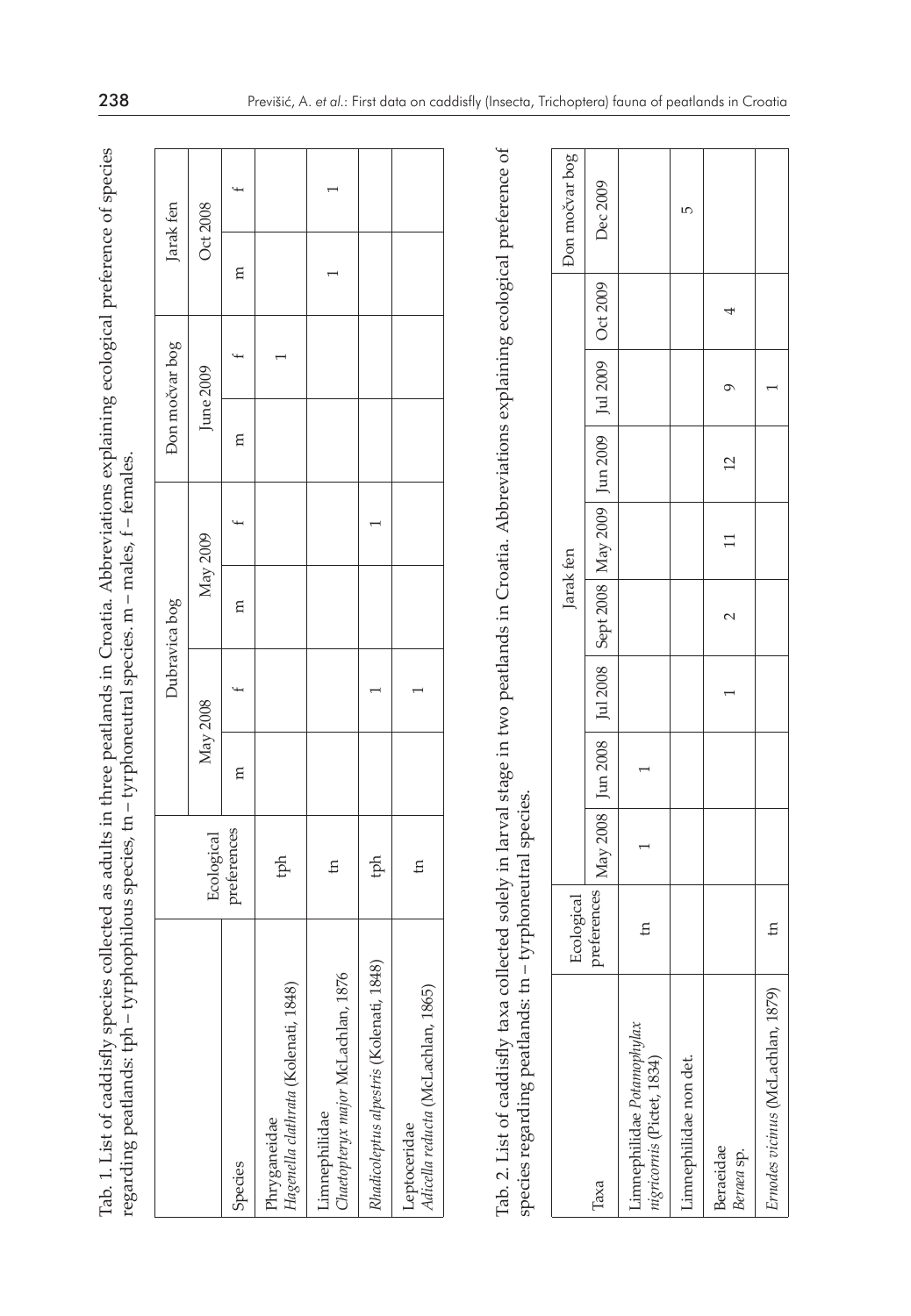Tab. 1. List of caddisfly species collected as adults in three peatlands in Croatia. Abbreviations explaining ecological preference of species regarding peatlands: tph – tyrphophilous species, tn – tyrphoneutral species. m – males, f – females.

| Species | Ecological preferences | Dubravica bog | | | | Đon močvar bog | | Jarak fen | |
|---|---|---|---|---|---|---|---|---|---|
| | | May 2008 | | May 2009 | | June 2009 | | Oct 2008 | |
| | | m | f | m | f | m | f | m | f |
| Phryganeidae *Hagenella clathrata* (Kolenati, 1848) | tph | | | | | | 1 | | |
| Limnephilidae *Chaetopteryx major* McLachlan, 1876 | tn | | | | | | | 1 | 1 |
| *Rhadicoleptus alpestris* (Kolenati, 1848) | tph | | 1 | | 1 | | | | |
| Leptoceridae *Adicella reducta* (McLachlan, 1865) | tn | | 1 | | | | | | |

Tab. 2. List of caddisfly taxa collected solely in larval stage in two peatlands in Croatia. Abbreviations explaining ecological preference of species regarding peatlands: tn – tyrphoneutral species.

| Taxa | Ecological preferences | Jarak fen | | | | | | | | Đon močvar bog |
|---|---|---|---|---|---|---|---|---|---|---|
| | | May 2008 | Jun 2008 | Jul 2008 | Sept 2008 | May 2009 | Jun 2009 | Jul 2009 | Oct 2009 | Dec 2009 |
| Limnephilidae *Potamophylax nigricornis* (Pictet, 1834) | tn | 1 | 1 | | | | | | | |
| Limnephilidae non det. | | | | | | | | | | 5 |
| Beraeidae *Beraea* sp. | | | | 1 | 2 | 11 | 12 | 9 | 4 | |
| *Ernodes vicinus* (McLachlan, 1879) | tn | | | | | | | 1 | | |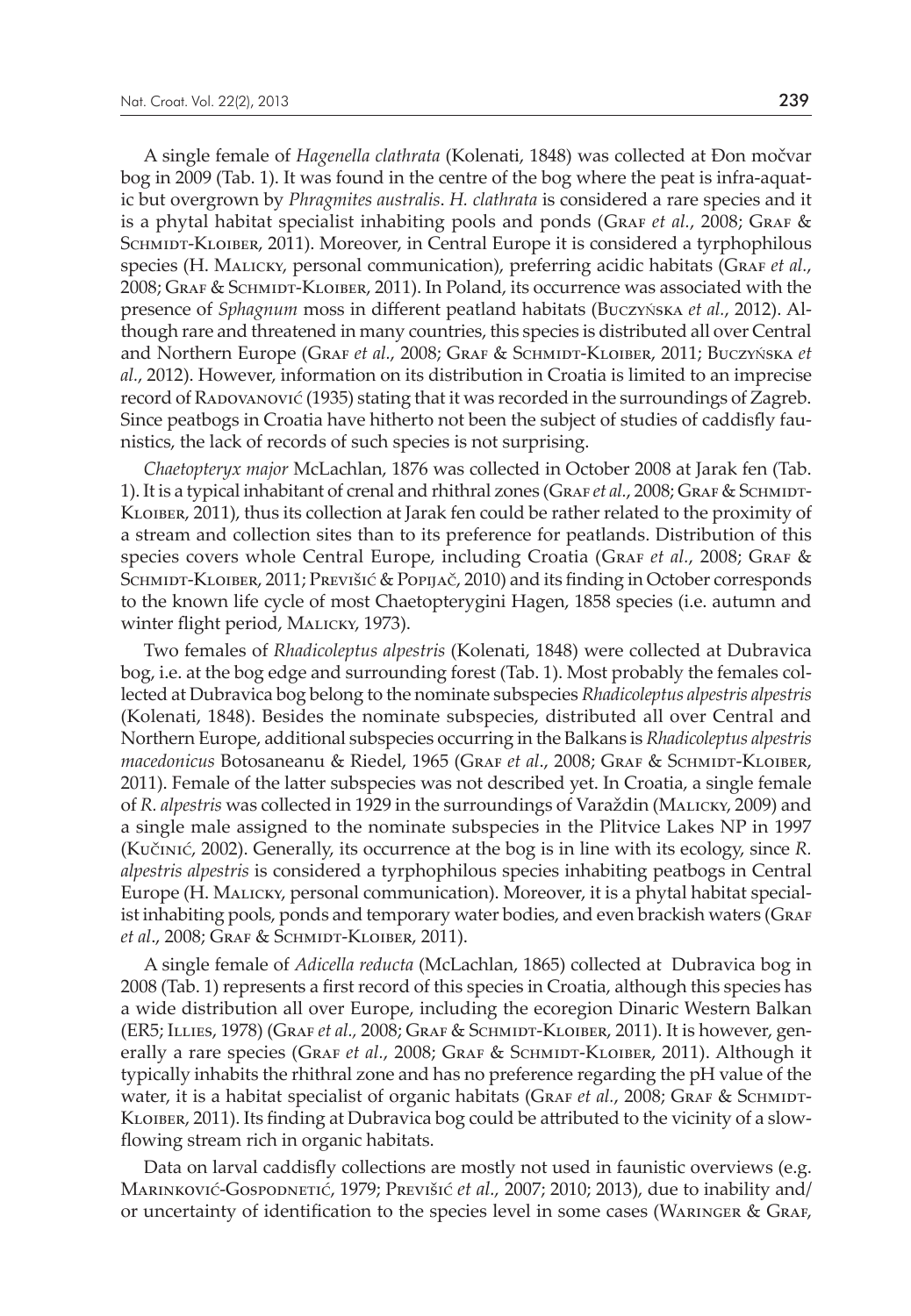A single female of *Hagenella clathrata* (Kolenati, 1848) was collected at Đon močvar bog in 2009 (Tab. 1). It was found in the centre of the bog where the peat is infra-aquatic but overgrown by *Phragmites australis*. *H. clathrata* is considered a rare species and it is a phytal habitat specialist inhabiting pools and ponds (Graf *et al.*, 2008; Graf & Schmidt-Kloiber, 2011). Moreover, in Central Europe it is considered a tyrphophilous species (H. Malicky, personal communication), preferring acidic habitats (Graf *et al.*, 2008; Graf & Schmidt-Kloiber, 2011). In Poland, its occurrence was associated with the presence of *Sphagnum* moss in different peatland habitats (Buczyńska *et al.*, 2012). Although rare and threatened in many countries, this species is distributed all over Central and Northern Europe (Graf *et al.*, 2008; Graf & Schmidt-Kloiber, 2011; Buczyńska *et al.*, 2012). However, information on its distribution in Croatia is limited to an imprecise record of Radovanović (1935) stating that it was recorded in the surroundings of Zagreb. Since peatbogs in Croatia have hitherto not been the subject of studies of caddisfly faunistics, the lack of records of such species is not surprising.

*Chaetopteryx major* McLachlan, 1876 was collected in October 2008 at Jarak fen (Tab. 1). It is a typical inhabitant of crenal and rhithral zones (Graf *et al.*, 2008; Graf & Schmidt-Kloiber, 2011), thus its collection at Jarak fen could be rather related to the proximity of a stream and collection sites than to its preference for peatlands. Distribution of this species covers whole Central Europe, including Croatia (Graf *et al.*, 2008; Graf & Schmidt-Kloiber, 2011; Previšić & Popijač, 2010) and its finding in October corresponds to the known life cycle of most Chaetopterygini Hagen, 1858 species (i.e. autumn and winter flight period, Malicky, 1973).

Two females of *Rhadicoleptus alpestris* (Kolenati, 1848) were collected at Dubravica bog, i.e. at the bog edge and surrounding forest (Tab. 1). Most probably the females collected at Dubravica bog belong to the nominate subspecies *Rhadicoleptus alpestris alpestris* (Kolenati, 1848). Besides the nominate subspecies, distributed all over Central and Northern Europe, additional subspecies occurring in the Balkans is *Rhadicoleptus alpestris macedonicus* Botosaneanu & Riedel, 1965 (Graf *et al.*, 2008; Graf & Schmidt-Kloiber, 2011). Female of the latter subspecies was not described yet. In Croatia, a single female of *R. alpestris* was collected in 1929 in the surroundings of Varaždin (Malicky, 2009) and a single male assigned to the nominate subspecies in the Plitvice Lakes NP in 1997 (Kučinić, 2002). Generally, its occurrence at the bog is in line with its ecology, since *R. alpestris alpestris* is considered a tyrphophilous species inhabiting peatbogs in Central Europe (H. Malicky, personal communication). Moreover, it is a phytal habitat specialist inhabiting pools, ponds and temporary water bodies, and even brackish waters (Graf *et al.*, 2008; Graf & Schmidt-Kloiber, 2011).

A single female of *Adicella reducta* (McLachlan, 1865) collected at Dubravica bog in 2008 (Tab. 1) represents a first record of this species in Croatia, although this species has a wide distribution all over Europe, including the ecoregion Dinaric Western Balkan (ER5; Illies, 1978) (Graf *et al.*, 2008; Graf & Schmidt-Kloiber, 2011). It is however, generally a rare species (Graf *et al.*, 2008; Graf & Schmidt-Kloiber, 2011). Although it typically inhabits the rhithral zone and has no preference regarding the pH value of the water, it is a habitat specialist of organic habitats (Graf *et al.*, 2008; Graf & Schmidt-Kloiber, 2011). Its finding at Dubravica bog could be attributed to the vicinity of a slow-flowing stream rich in organic habitats.

Data on larval caddisfly collections are mostly not used in faunistic overviews (e.g. Marinković-Gospodnetić, 1979; Previšić *et al.*, 2007; 2010; 2013), due to inability and/or uncertainty of identification to the species level in some cases (Waringer & Graf,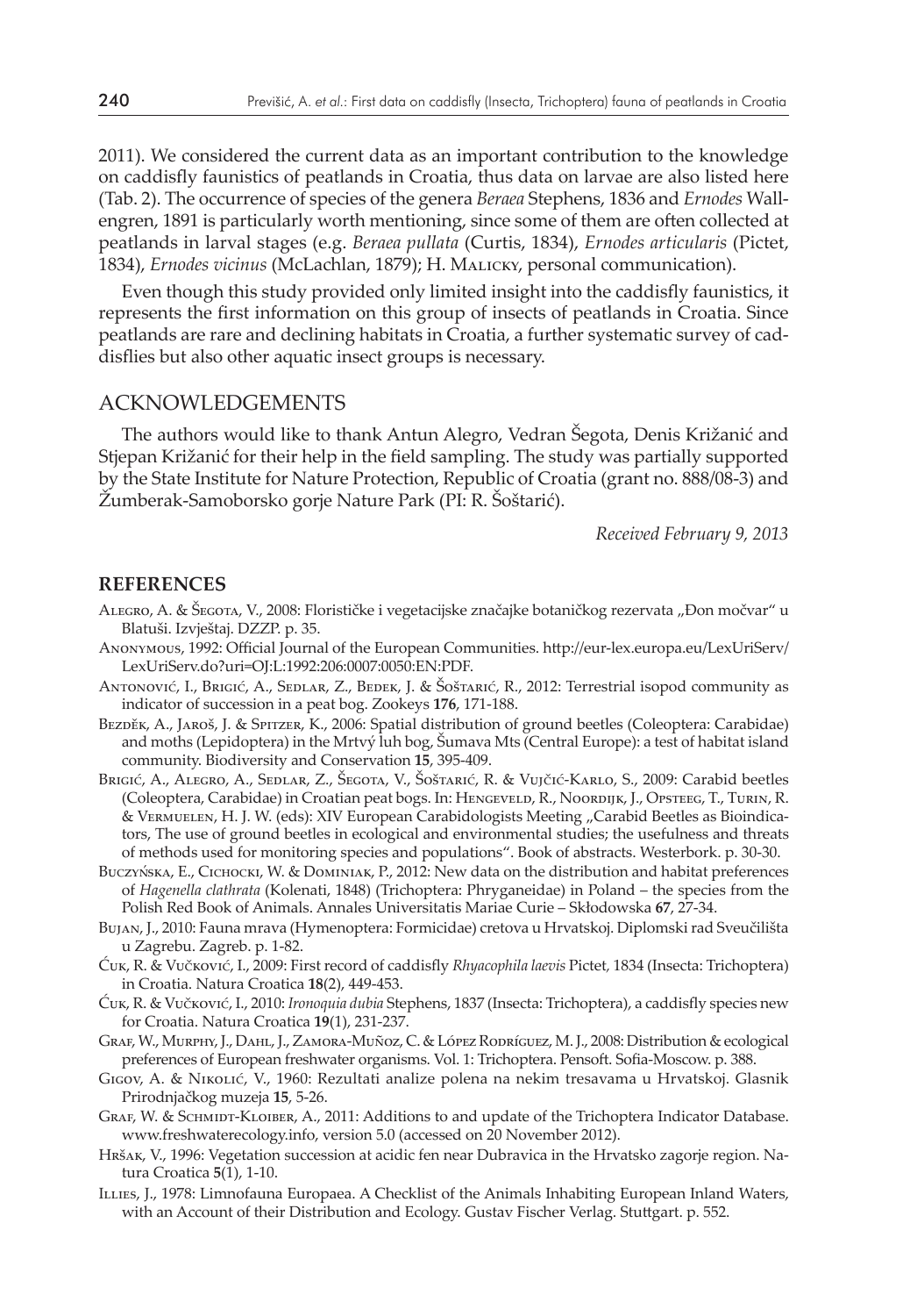2011). We considered the current data as an important contribution to the knowledge on caddisfly faunistics of peatlands in Croatia, thus data on larvae are also listed here (Tab. 2). The occurrence of species of the genera *Beraea* Stephens, 1836 and *Ernodes* Wallengren, 1891 is particularly worth mentioning, since some of them are often collected at peatlands in larval stages (e.g. *Beraea pullata* (Curtis, 1834), *Ernodes articularis* (Pictet, 1834), *Ernodes vicinus* (McLachlan, 1879); H. Malicky, personal communication).

Even though this study provided only limited insight into the caddisfly faunistics, it represents the first information on this group of insects of peatlands in Croatia. Since peatlands are rare and declining habitats in Croatia, a further systematic survey of caddisflies but also other aquatic insect groups is necessary.

## ACKNOWLEDGEMENTS

The authors would like to thank Antun Alegro, Vedran Šegota, Denis Križanić and Stjepan Križanić for their help in the field sampling. The study was partially supported by the State Institute for Nature Protection, Republic of Croatia (grant no. 888/08-3) and Žumberak-Samoborsko gorje Nature Park (PI: R. Šoštarić).

*Received February 9, 2013*

## REFERENCES

Alegro, A. & Šegota, V., 2008: Florističke i vegetacijske značajke botaničkog rezervata „Đon močvar" u Blatuši. Izvještaj. DZZP. p. 35.

Anonymous, 1992: Official Journal of the European Communities. http://eur-lex.europa.eu/LexUriServ/LexUriServ.do?uri=OJ:L:1992:206:0007:0050:EN:PDF.

Antonović, I., Brigić, A., Sedlar, Z., Bedek, J. & Šoštarić, R., 2012: Terrestrial isopod community as indicator of succession in a peat bog. Zookeys **176**, 171-188.

Bezděk, A., Jaroš, J. & Spitzer, K., 2006: Spatial distribution of ground beetles (Coleoptera: Carabidae) and moths (Lepidoptera) in the Mrtvý luh bog, Šumava Mts (Central Europe): a test of habitat island community. Biodiversity and Conservation **15**, 395-409.

Brigić, A., Alegro, A., Sedlar, Z., Šegota, V., Šoštarić, R. & Vujčić-Karlo, S., 2009: Carabid beetles (Coleoptera, Carabidae) in Croatian peat bogs. In: Hengeveld, R., Noordijk, J., Opsteeg, T., Turin, R. & Vermuelen, H. J. W. (eds): XIV European Carabidologists Meeting „Carabid Beetles as Bioindicators, The use of ground beetles in ecological and environmental studies; the usefulness and threats of methods used for monitoring species and populations". Book of abstracts. Westerbork. p. 30-30.

Buczyńska, E., Cichocki, W. & Dominiak, P., 2012: New data on the distribution and habitat preferences of *Hagenella clathrata* (Kolenati, 1848) (Trichoptera: Phryganeidae) in Poland – the species from the Polish Red Book of Animals. Annales Universitatis Mariae Curie – Skłodowska **67**, 27-34.

Bujan, J., 2010: Fauna mrava (Hymenoptera: Formicidae) cretova u Hrvatskoj. Diplomski rad Sveučilišta u Zagrebu. Zagreb. p. 1-82.

Ćuk, R. & Vučković, I., 2009: First record of caddisfly *Rhyacophila laevis* Pictet, 1834 (Insecta: Trichoptera) in Croatia. Natura Croatica **18**(2), 449-453.

Ćuk, R. & Vučković, I., 2010: *Ironoquia dubia* Stephens, 1837 (Insecta: Trichoptera), a caddisfly species new for Croatia. Natura Croatica **19**(1), 231-237.

Graf, W., Murphy, J., Dahl, J., Zamora-Muñoz, C. & López Rodríguez, M. J., 2008: Distribution & ecological preferences of European freshwater organisms. Vol. 1: Trichoptera. Pensoft. Sofia-Moscow. p. 388.

Gigov, A. & Nikolić, V., 1960: Rezultati analize polena na nekim tresavama u Hrvatskoj. Glasnik Prirodnjačkog muzeja **15**, 5-26.

Graf, W. & Schmidt-Kloiber, A., 2011: Additions to and update of the Trichoptera Indicator Database. www.freshwaterecology.info, version 5.0 (accessed on 20 November 2012).

Hršak, V., 1996: Vegetation succession at acidic fen near Dubravica in the Hrvatsko zagorje region. Natura Croatica **5**(1), 1-10.

Illies, J., 1978: Limnofauna Europaea. A Checklist of the Animals Inhabiting European Inland Waters, with an Account of their Distribution and Ecology. Gustav Fischer Verlag. Stuttgart. p. 552.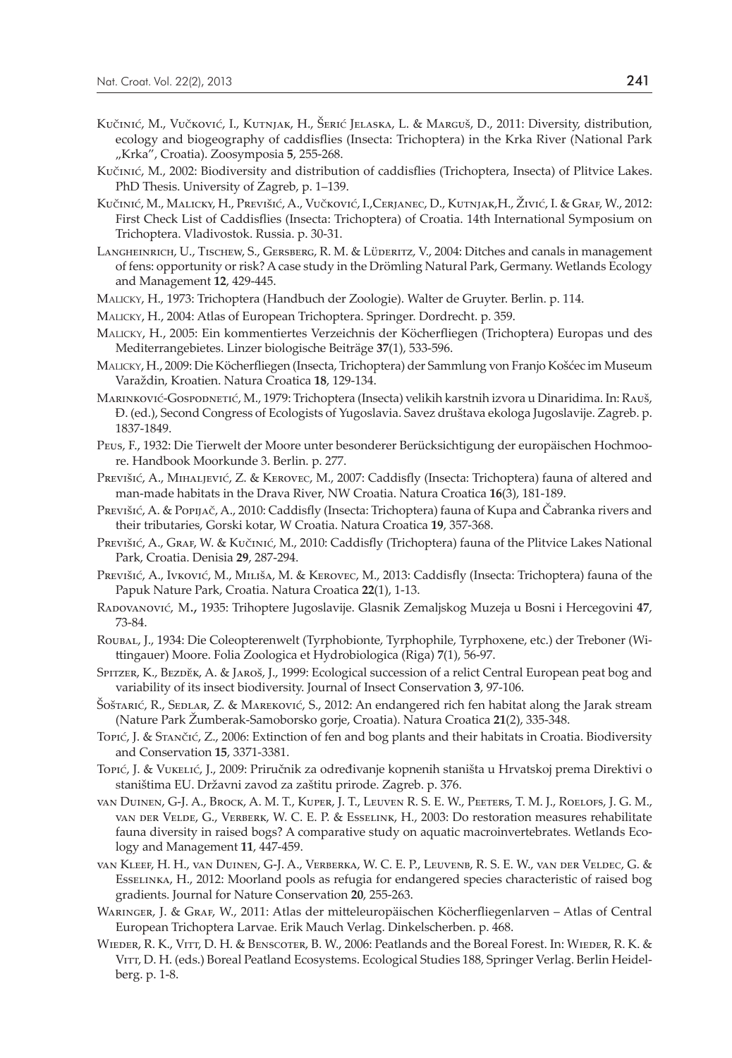Kučinić, M., Vučković, I., Kutnjak, H., Šerić Jelaska, L. & Marguš, D., 2011: Diversity, distribution, ecology and biogeography of caddisflies (Insecta: Trichoptera) in the Krka River (National Park „Krka", Croatia). Zoosymposia **5**, 255-268.

Kučinić, M., 2002: Biodiversity and distribution of caddisflies (Trichoptera, Insecta) of Plitvice Lakes. PhD Thesis. University of Zagreb, p. 1–139.

Kučinić, M., Malicky, H., Previšić, A., Vučković, I.,Cerjanec, D., Kutnjak,H., Živić, I. & Graf, W., 2012: First Check List of Caddisflies (Insecta: Trichoptera) of Croatia. 14th International Symposium on Trichoptera. Vladivostok. Russia. p. 30-31.

Langheinrich, U., Tischew, S., Gersberg, R. M. & Lüderitz, V., 2004: Ditches and canals in management of fens: opportunity or risk? A case study in the Drömling Natural Park, Germany. Wetlands Ecology and Management **12**, 429-445.

Malicky, H., 1973: Trichoptera (Handbuch der Zoologie). Walter de Gruyter. Berlin. p. 114.

Malicky, H., 2004: Atlas of European Trichoptera. Springer. Dordrecht. p. 359.

Malicky, H., 2005: Ein kommentiertes Verzeichnis der Köcherfliegen (Trichoptera) Europas und des Mediterrangebietes. Linzer biologische Beiträge **37**(1), 533-596.

Malicky, H., 2009: Die Köcherfliegen (Insecta, Trichoptera) der Sammlung von Franjo Košćec im Museum Varaždin, Kroatien. Natura Croatica **18**, 129-134.

Marinković-Gospodnetić, M., 1979: Trichoptera (Insecta) velikih karstnih izvora u Dinaridima. In: Rauš, Đ. (ed.), Second Congress of Ecologists of Yugoslavia. Savez društava ekologa Jugoslavije. Zagreb. p. 1837-1849.

Peus, F., 1932: Die Tierwelt der Moore unter besonderer Berücksichtigung der europäischen Hochmoore. Handbook Moorkunde 3. Berlin. p. 277.

Previšić, A., Mihaljević, Z. & Kerovec, M., 2007: Caddisfly (Insecta: Trichoptera) fauna of altered and man-made habitats in the Drava River, NW Croatia. Natura Croatica **16**(3), 181-189.

Previšić, A. & Popijač, A., 2010: Caddisfly (Insecta: Trichoptera) fauna of Kupa and Čabranka rivers and their tributaries, Gorski kotar, W Croatia. Natura Croatica **19**, 357-368.

Previšić, A., Graf, W. & Kučinić, M., 2010: Caddisfly (Trichoptera) fauna of the Plitvice Lakes National Park, Croatia. Denisia **29**, 287-294.

Previšić, A., Ivković, M., Miliša, M. & Kerovec, M., 2013: Caddisfly (Insecta: Trichoptera) fauna of the Papuk Nature Park, Croatia. Natura Croatica **22**(1), 1-13.

Radovanović, M**.,** 1935: Trihoptere Jugoslavije. Glasnik Zemaljskog Muzeja u Bosni i Hercegovini **47**, 73-84.

Roubal, J., 1934: Die Coleopterenwelt (Tyrphobionte, Tyrphophile, Tyrphoxene, etc.) der Treboner (Wittingauer) Moore. Folia Zoologica et Hydrobiologica (Riga) **7**(1), 56-97.

Spitzer, K., Bezděk, A. & Jaroš, J., 1999: Ecological succession of a relict Central European peat bog and variability of its insect biodiversity. Journal of Insect Conservation **3**, 97-106.

Šoštarić, R., Sedlar, Z. & Mareković, S., 2012: An endangered rich fen habitat along the Jarak stream (Nature Park Žumberak-Samoborsko gorje, Croatia). Natura Croatica **21**(2), 335-348.

Topić, J. & Stančić, Z., 2006: Extinction of fen and bog plants and their habitats in Croatia. Biodiversity and Conservation **15**, 3371-3381.

Topić, J. & Vukelić, J., 2009: Priručnik za određivanje kopnenih staništa u Hrvatskoj prema Direktivi o staništima EU. Državni zavod za zaštitu prirode. Zagreb. p. 376.

van Duinen, G-J. A., Brock, A. M. T., Kuper, J. T., Leuven R. S. E. W., Peeters, T. M. J., Roelofs, J. G. M., van der Velde, G., Verberk, W. C. E. P. & Esselink, H., 2003: Do restoration measures rehabilitate fauna diversity in raised bogs? A comparative study on aquatic macroinvertebrates. Wetlands Ecology and Management **11**, 447-459.

van Kleef, H. H., van Duinen, G-J. A., Verberka, W. C. E. P., Leuvenb, R. S. E. W., van der Veldec, G. & Esselinka, H., 2012: Moorland pools as refugia for endangered species characteristic of raised bog gradients. Journal for Nature Conservation **20**, 255-263.

Waringer, J. & Graf, W., 2011: Atlas der mitteleuropäischen Köcherfliegenlarven – Atlas of Central European Trichoptera Larvae. Erik Mauch Verlag. Dinkelscherben. p. 468.

Wieder, R. K., Vitt, D. H. & Benscoter, B. W., 2006: Peatlands and the Boreal Forest. In: Wieder, R. K. & Vitt, D. H. (eds.) Boreal Peatland Ecosystems. Ecological Studies 188, Springer Verlag. Berlin Heidelberg. p. 1-8.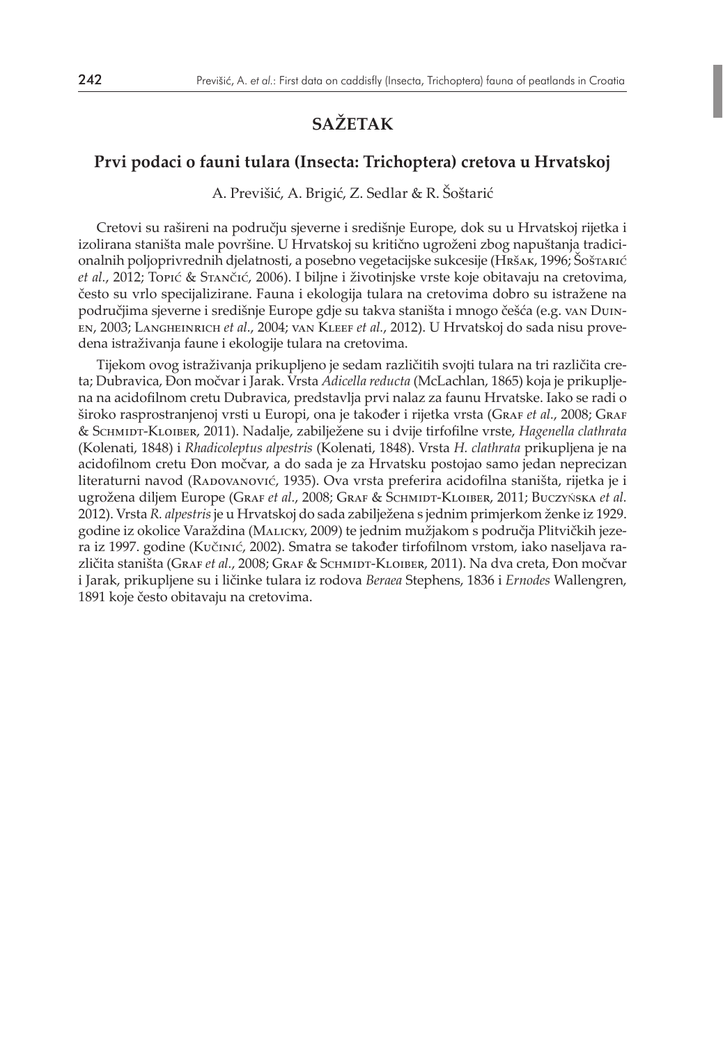## SAŽETAK

### Prvi podaci o fauni tulara (Insecta: Trichoptera) cretova u Hrvatskoj

A. Previšić, A. Brigić, Z. Sedlar & R. Šoštarić

Cretovi su rašireni na području sjeverne i središnje Europe, dok su u Hrvatskoj rijetka i izolirana staništa male površine. U Hrvatskoj su kritično ugroženi zbog napuštanja tradicionalnih poljoprivrednih djelatnosti, a posebno vegetacijske sukcesije (Hršak, 1996; Šoštarić *et al.*, 2012; Topić & Stančić, 2006). I biljne i životinjske vrste koje obitavaju na cretovima, često su vrlo specijalizirane. Fauna i ekologija tulara na cretovima dobro su istražene na područjima sjeverne i središnje Europe gdje su takva staništa i mnogo češća (e.g. van Duinen, 2003; Langheinrich *et al.*, 2004; van Kleef *et al.*, 2012). U Hrvatskoj do sada nisu provedena istraživanja faune i ekologije tulara na cretovima.

Tijekom ovog istraživanja prikupljeno je sedam različitih svojti tulara na tri različita creta; Dubravica, Đon močvar i Jarak. Vrsta *Adicella reducta* (McLachlan, 1865) koja je prikupljena na acidofilnom cretu Dubravica, predstavlja prvi nalaz za faunu Hrvatske. Iako se radi o široko rasprostranjenoj vrsti u Europi, ona je također i rijetka vrsta (Graf *et al.*, 2008; Graf & Schmidt-Kloiber, 2011). Nadalje, zabilježene su i dvije tirfofilne vrste, *Hagenella clathrata* (Kolenati, 1848) i *Rhadicoleptus alpestris* (Kolenati, 1848). Vrsta *H. clathrata* prikupljena je na acidofilnom cretu Đon močvar, a do sada je za Hrvatsku postojao samo jedan neprecizan literaturni navod (Radovanović, 1935). Ova vrsta preferira acidofilna staništa, rijetka je i ugrožena diljem Europe (Graf *et al.*, 2008; Graf & Schmidt-Kloiber, 2011; Buczyńska *et al.* 2012). Vrsta *R. alpestris* je u Hrvatskoj do sada zabilježena s jednim primjerkom ženke iz 1929. godine iz okolice Varaždina (Malicky, 2009) te jednim mužjakom s područja Plitvičkih jezera iz 1997. godine (Kučinić, 2002). Smatra se također tirfofilnom vrstom, iako naseljava različita staništa (Graf *et al.*, 2008; Graf & Schmidt-Kloiber, 2011). Na dva creta, Đon močvar i Jarak, prikupljene su i ličinke tulara iz rodova *Beraea* Stephens, 1836 i *Ernodes* Wallengren, 1891 koje često obitavaju na cretovima.